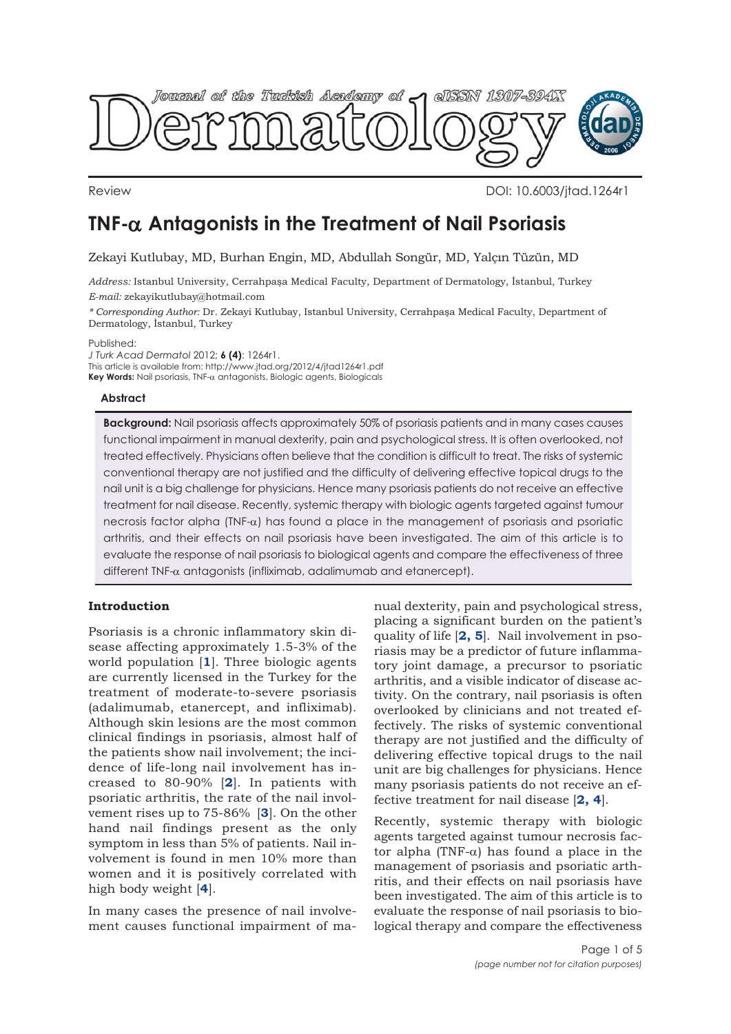Review

DOI: 10.6003/jtad.1264r1

# TNF-α Antagonists in the Treatment of Nail Psoriasis

Zekayi Kutlubay, MD, Burhan Engin, MD, Abdullah Songür, MD, Yalçın Tüzün, MD

*Address:* Istanbul University, Cerrahpaşa Medical Faculty, Department of Dermatology, İstanbul, Turkey
*E-mail:* zekayikutlubay@hotmail.com

*\* Corresponding Author:* Dr. Zekayi Kutlubay, Istanbul University, Cerrahpaşa Medical Faculty, Department of Dermatology, İstanbul, Turkey

Published:
*J Turk Acad Dermatol* 2012; **6 (4)**: 1264r1.
This article is available from: http://www.jtad.org/2012/4/jtad1264r1.pdf
**Key Words:** Nail psoriasis, TNF-α antagonists, Biologic agents, Biologicals

### Abstract

**Background:** Nail psoriasis affects approximately 50% of psoriasis patients and in many cases causes functional impairment in manual dexterity, pain and psychological stress. It is often overlooked, not treated effectively. Physicians often believe that the condition is difficult to treat. The risks of systemic conventional therapy are not justified and the difficulty of delivering effective topical drugs to the nail unit is a big challenge for physicians. Hence many psoriasis patients do not receive an effective treatment for nail disease. Recently, systemic therapy with biologic agents targeted against tumour necrosis factor alpha (TNF-α) has found a place in the management of psoriasis and psoriatic arthritis, and their effects on nail psoriasis have been investigated. The aim of this article is to evaluate the response of nail psoriasis to biological agents and compare the effectiveness of three different TNF-α antagonists (infliximab, adalimumab and etanercept).

### Introduction

Psoriasis is a chronic inflammatory skin disease affecting approximately 1.5-3% of the world population [1]. Three biologic agents are currently licensed in the Turkey for the treatment of moderate-to-severe psoriasis (adalimumab, etanercept, and infliximab). Although skin lesions are the most common clinical findings in psoriasis, almost half of the patients show nail involvement; the incidence of life-long nail involvement has increased to 80-90% [2]. In patients with psoriatic arthritis, the rate of the nail involvement rises up to 75-86% [3]. On the other hand nail findings present as the only symptom in less than 5% of patients. Nail involvement is found in men 10% more than women and it is positively correlated with high body weight [4].

In many cases the presence of nail involvement causes functional impairment of manual dexterity, pain and psychological stress, placing a significant burden on the patient's quality of life [2, 5]. Nail involvement in psoriasis may be a predictor of future inflammatory joint damage, a precursor to psoriatic arthritis, and a visible indicator of disease activity. On the contrary, nail psoriasis is often overlooked by clinicians and not treated effectively. The risks of systemic conventional therapy are not justified and the difficulty of delivering effective topical drugs to the nail unit are big challenges for physicians. Hence many psoriasis patients do not receive an effective treatment for nail disease [2, 4].

Recently, systemic therapy with biologic agents targeted against tumour necrosis factor alpha (TNF-α) has found a place in the management of psoriasis and psoriatic arthritis, and their effects on nail psoriasis have been investigated. The aim of this article is to evaluate the response of nail psoriasis to biological therapy and compare the effectiveness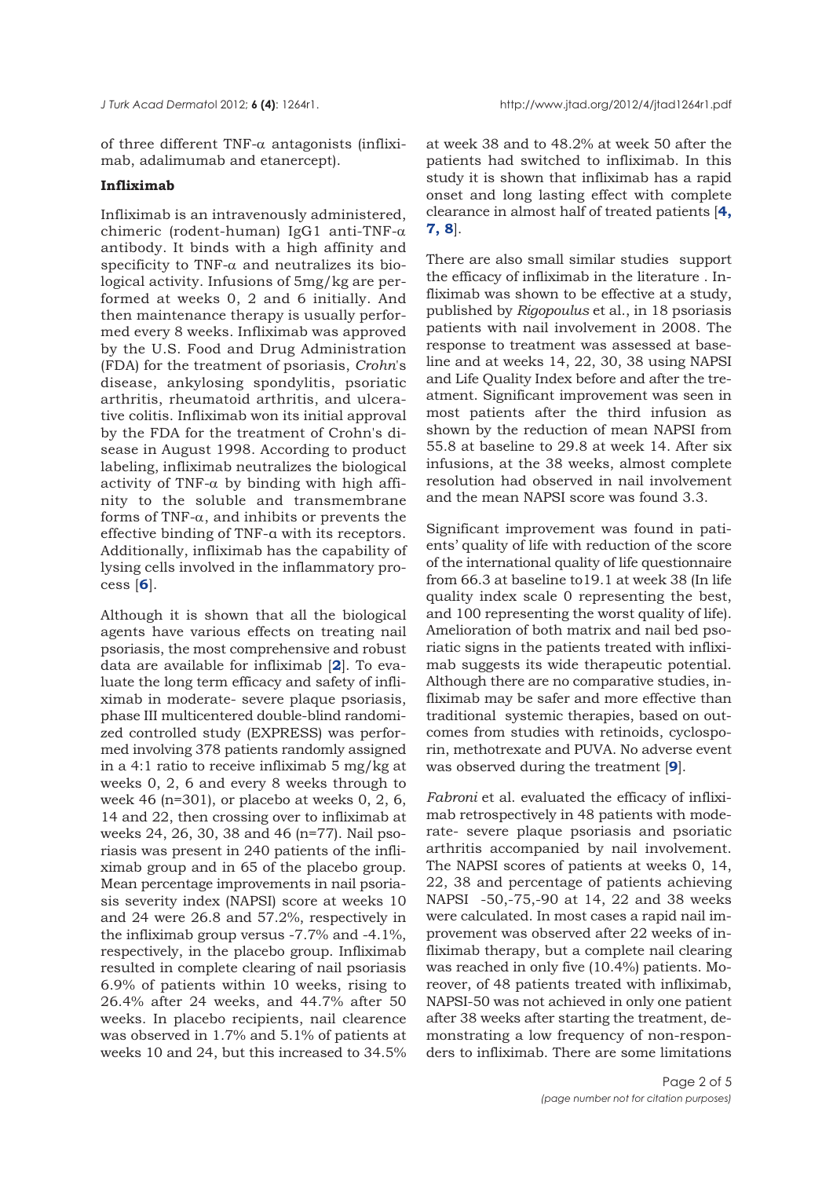of three different TNF-α antagonists (infliximab, adalimumab and etanercept).

**Infliximab**

Infliximab is an intravenously administered, chimeric (rodent-human) IgG1 anti-TNF-α antibody. It binds with a high affinity and specificity to TNF-α and neutralizes its biological activity. Infusions of 5mg/kg are performed at weeks 0, 2 and 6 initially. And then maintenance therapy is usually performed every 8 weeks. Infliximab was approved by the U.S. Food and Drug Administration (FDA) for the treatment of psoriasis, *Crohn*'s disease, ankylosing spondylitis, psoriatic arthritis, rheumatoid arthritis, and ulcerative colitis. Infliximab won its initial approval by the FDA for the treatment of Crohn's disease in August 1998. According to product labeling, infliximab neutralizes the biological activity of TNF-α by binding with high affinity to the soluble and transmembrane forms of TNF-α, and inhibits or prevents the effective binding of TNF-α with its receptors. Additionally, infliximab has the capability of lysing cells involved in the inflammatory process [**6**].

Although it is shown that all the biological agents have various effects on treating nail psoriasis, the most comprehensive and robust data are available for infliximab [**2**]. To evaluate the long term efficacy and safety of infliximab in moderate- severe plaque psoriasis, phase III multicentered double-blind randomized controlled study (EXPRESS) was performed involving 378 patients randomly assigned in a 4:1 ratio to receive infliximab 5 mg/kg at weeks 0, 2, 6 and every 8 weeks through to week 46 (n=301), or placebo at weeks 0, 2, 6, 14 and 22, then crossing over to infliximab at weeks 24, 26, 30, 38 and 46 (n=77). Nail psoriasis was present in 240 patients of the infliximab group and in 65 of the placebo group. Mean percentage improvements in nail psoriasis severity index (NAPSI) score at weeks 10 and 24 were 26.8 and 57.2%, respectively in the infliximab group versus -7.7% and -4.1%, respectively, in the placebo group. Infliximab resulted in complete clearing of nail psoriasis 6.9% of patients within 10 weeks, rising to 26.4% after 24 weeks, and 44.7% after 50 weeks. In placebo recipients, nail clearence was observed in 1.7% and 5.1% of patients at weeks 10 and 24, but this increased to 34.5% at week 38 and to 48.2% at week 50 after the patients had switched to infliximab. In this study it is shown that infliximab has a rapid onset and long lasting effect with complete clearance in almost half of treated patients [**4, 7, 8**].

There are also small similar studies support the efficacy of infliximab in the literature . Infliximab was shown to be effective at a study, published by *Rigopoulus* et al., in 18 psoriasis patients with nail involvement in 2008. The response to treatment was assessed at baseline and at weeks 14, 22, 30, 38 using NAPSI and Life Quality Index before and after the treatment. Significant improvement was seen in most patients after the third infusion as shown by the reduction of mean NAPSI from 55.8 at baseline to 29.8 at week 14. After six infusions, at the 38 weeks, almost complete resolution had observed in nail involvement and the mean NAPSI score was found 3.3.

Significant improvement was found in patients' quality of life with reduction of the score of the international quality of life questionnaire from 66.3 at baseline to19.1 at week 38 (In life quality index scale 0 representing the best, and 100 representing the worst quality of life). Amelioration of both matrix and nail bed psoriatic signs in the patients treated with infliximab suggests its wide therapeutic potential. Although there are no comparative studies, infliximab may be safer and more effective than traditional systemic therapies, based on outcomes from studies with retinoids, cyclosporin, methotrexate and PUVA. No adverse event was observed during the treatment [**9**].

*Fabroni* et al. evaluated the efficacy of infliximab retrospectively in 48 patients with moderate- severe plaque psoriasis and psoriatic arthritis accompanied by nail involvement. The NAPSI scores of patients at weeks 0, 14, 22, 38 and percentage of patients achieving NAPSI -50,-75,-90 at 14, 22 and 38 weeks were calculated. In most cases a rapid nail improvement was observed after 22 weeks of infliximab therapy, but a complete nail clearing was reached in only five (10.4%) patients. Moreover, of 48 patients treated with infliximab, NAPSI-50 was not achieved in only one patient after 38 weeks after starting the treatment, demonstrating a low frequency of non-responders to infliximab. There are some limitations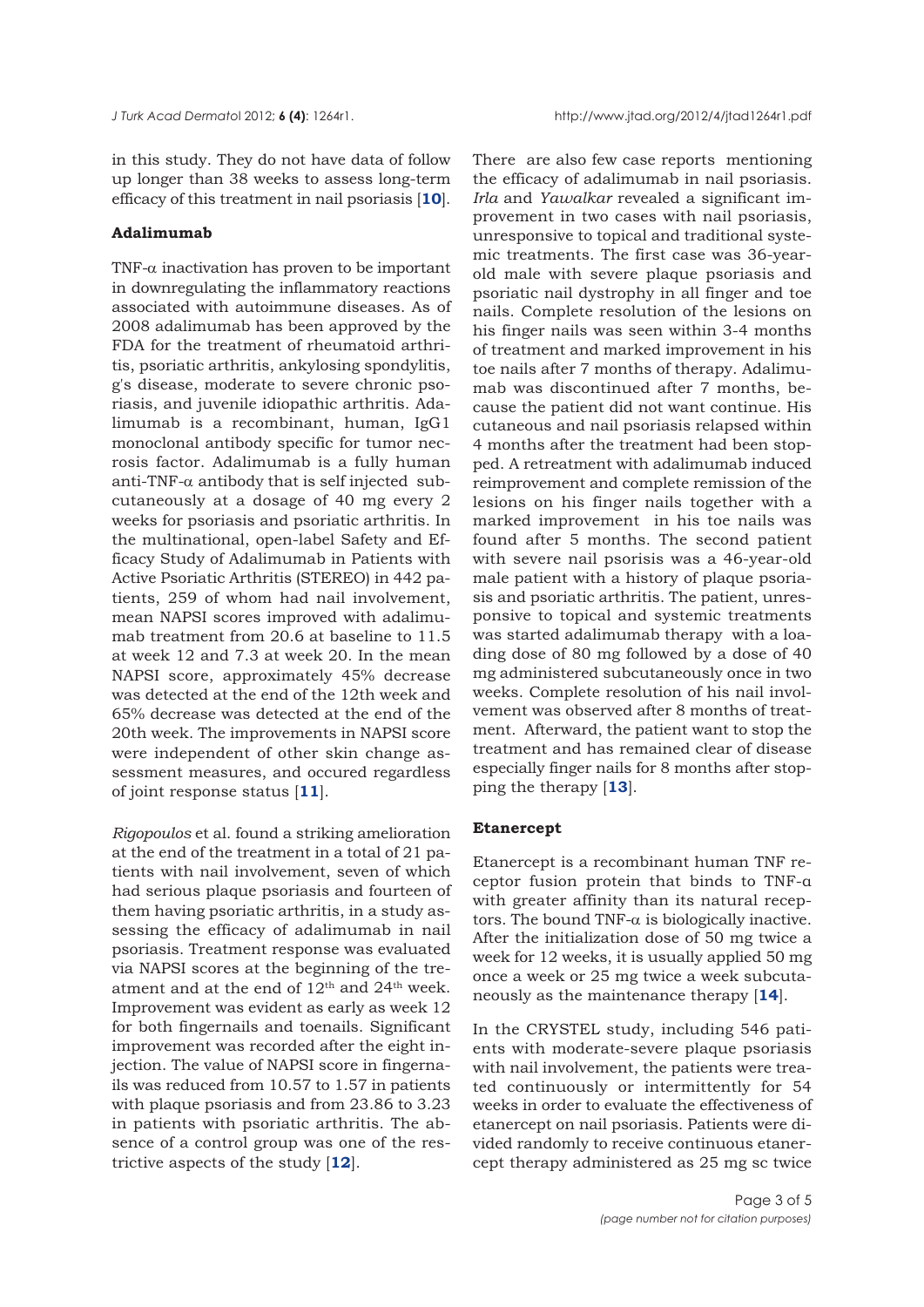in this study. They do not have data of follow up longer than 38 weeks to assess long-term efficacy of this treatment in nail psoriasis [**10**].

**Adalimumab**

TNF-$\alpha$ inactivation has proven to be important in downregulating the inflammatory reactions associated with autoimmune diseases. As of 2008 adalimumab has been approved by the FDA for the treatment of rheumatoid arthritis, psoriatic arthritis, ankylosing spondylitis, g's disease, moderate to severe chronic psoriasis, and juvenile idiopathic arthritis. Adalimumab is a recombinant, human, IgG1 monoclonal antibody specific for tumor necrosis factor. Adalimumab is a fully human anti-TNF-$\alpha$ antibody that is self injected subcutaneously at a dosage of 40 mg every 2 weeks for psoriasis and psoriatic arthritis. In the multinational, open-label Safety and Efficacy Study of Adalimumab in Patients with Active Psoriatic Arthritis (STEREO) in 442 patients, 259 of whom had nail involvement, mean NAPSI scores improved with adalimumab treatment from 20.6 at baseline to 11.5 at week 12 and 7.3 at week 20. In the mean NAPSI score, approximately 45% decrease was detected at the end of the 12th week and 65% decrease was detected at the end of the 20th week. The improvements in NAPSI score were independent of other skin change assessment measures, and occured regardless of joint response status [**11**].

*Rigopoulos* et al. found a striking amelioration at the end of the treatment in a total of 21 patients with nail involvement, seven of which had serious plaque psoriasis and fourteen of them having psoriatic arthritis, in a study assessing the efficacy of adalimumab in nail psoriasis. Treatment response was evaluated via NAPSI scores at the beginning of the treatment and at the end of 12th and 24th week. Improvement was evident as early as week 12 for both fingernails and toenails. Significant improvement was recorded after the eight injection. The value of NAPSI score in fingernails was reduced from 10.57 to 1.57 in patients with plaque psoriasis and from 23.86 to 3.23 in patients with psoriatic arthritis. The absence of a control group was one of the restrictive aspects of the study [**12**].

There are also few case reports mentioning the efficacy of adalimumab in nail psoriasis. *Irla* and *Yawalkar* revealed a significant improvement in two cases with nail psoriasis, unresponsive to topical and traditional systemic treatments. The first case was 36-year-old male with severe plaque psoriasis and psoriatic nail dystrophy in all finger and toe nails. Complete resolution of the lesions on his finger nails was seen within 3-4 months of treatment and marked improvement in his toe nails after 7 months of therapy. Adalimumab was discontinued after 7 months, because the patient did not want continue. His cutaneous and nail psoriasis relapsed within 4 months after the treatment had been stopped. A retreatment with adalimumab induced reimprovement and complete remission of the lesions on his finger nails together with a marked improvement in his toe nails was found after 5 months. The second patient with severe nail psorisis was a 46-year-old male patient with a history of plaque psoriasis and psoriatic arthritis. The patient, unresponsive to topical and systemic treatments was started adalimumab therapy with a loading dose of 80 mg followed by a dose of 40 mg administered subcutaneously once in two weeks. Complete resolution of his nail involvement was observed after 8 months of treatment. Afterward, the patient want to stop the treatment and has remained clear of disease especially finger nails for 8 months after stopping the therapy [**13**].

**Etanercept**

Etanercept is a recombinant human TNF receptor fusion protein that binds to TNF-α with greater affinity than its natural receptors. The bound TNF-$\alpha$ is biologically inactive. After the initialization dose of 50 mg twice a week for 12 weeks, it is usually applied 50 mg once a week or 25 mg twice a week subcutaneously as the maintenance therapy [**14**].

In the CRYSTEL study, including 546 patients with moderate-severe plaque psoriasis with nail involvement, the patients were treated continuously or intermittently for 54 weeks in order to evaluate the effectiveness of etanercept on nail psoriasis. Patients were divided randomly to receive continuous etanercept therapy administered as 25 mg sc twice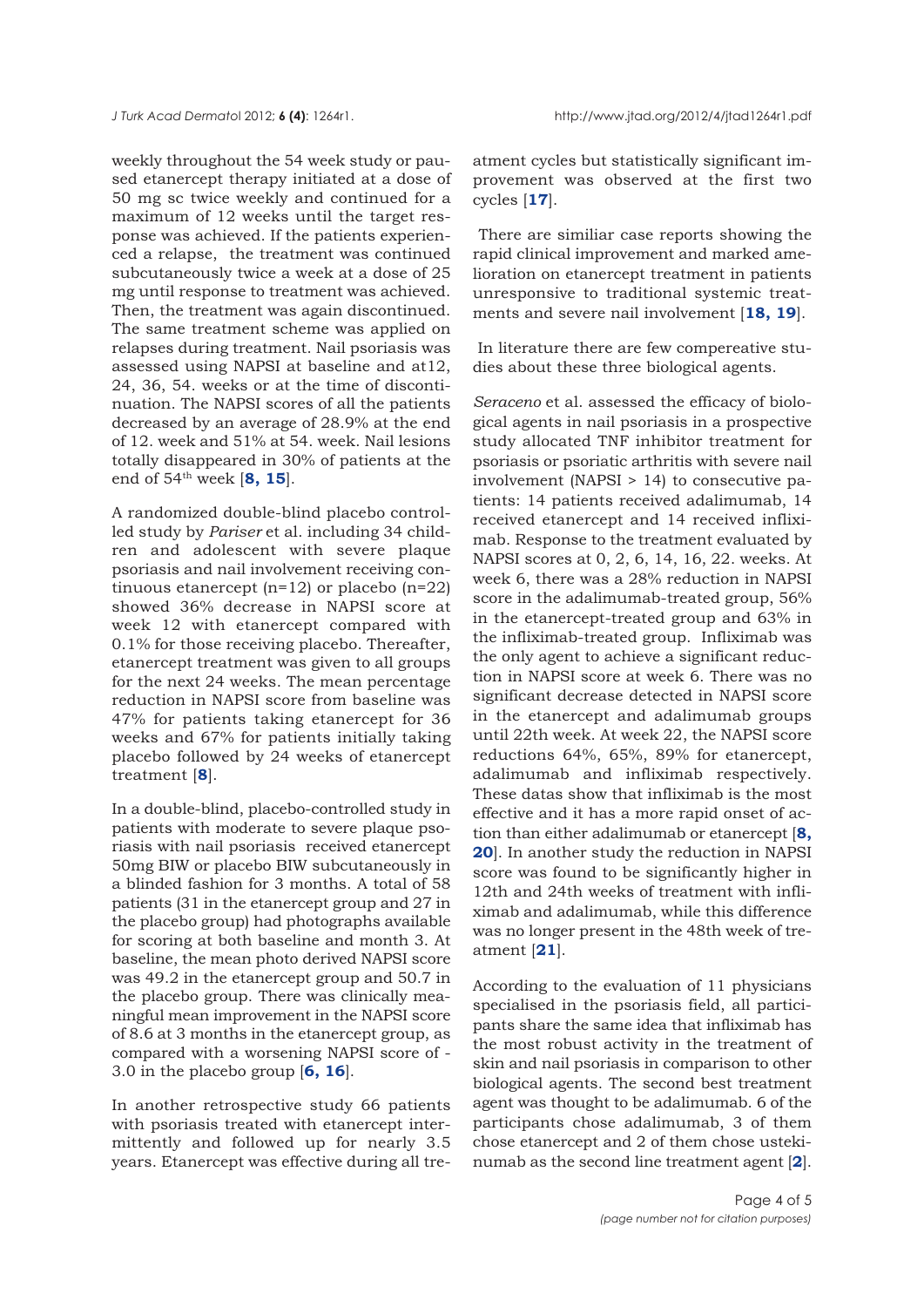weekly throughout the 54 week study or paused etanercept therapy initiated at a dose of 50 mg sc twice weekly and continued for a maximum of 12 weeks until the target response was achieved. If the patients experienced a relapse, the treatment was continued subcutaneously twice a week at a dose of 25 mg until response to treatment was achieved. Then, the treatment was again discontinued. The same treatment scheme was applied on relapses during treatment. Nail psoriasis was assessed using NAPSI at baseline and at12, 24, 36, 54. weeks or at the time of discontinuation. The NAPSI scores of all the patients decreased by an average of 28.9% at the end of 12. week and 51% at 54. week. Nail lesions totally disappeared in 30% of patients at the end of 54th week [**8, 15**].

A randomized double-blind placebo controlled study by *Pariser* et al. including 34 children and adolescent with severe plaque psoriasis and nail involvement receiving continuous etanercept (n=12) or placebo (n=22) showed 36% decrease in NAPSI score at week 12 with etanercept compared with 0.1% for those receiving placebo. Thereafter, etanercept treatment was given to all groups for the next 24 weeks. The mean percentage reduction in NAPSI score from baseline was 47% for patients taking etanercept for 36 weeks and 67% for patients initially taking placebo followed by 24 weeks of etanercept treatment [**8**].

In a double-blind, placebo-controlled study in patients with moderate to severe plaque psoriasis with nail psoriasis received etanercept 50mg BIW or placebo BIW subcutaneously in a blinded fashion for 3 months. A total of 58 patients (31 in the etanercept group and 27 in the placebo group) had photographs available for scoring at both baseline and month 3. At baseline, the mean photo derived NAPSI score was 49.2 in the etanercept group and 50.7 in the placebo group. There was clinically meaningful mean improvement in the NAPSI score of 8.6 at 3 months in the etanercept group, as compared with a worsening NAPSI score of -3.0 in the placebo group [**6, 16**].

In another retrospective study 66 patients with psoriasis treated with etanercept intermittently and followed up for nearly 3.5 years. Etanercept was effective during all treatment cycles but statistically significant improvement was observed at the first two cycles [**17**].

There are similiar case reports showing the rapid clinical improvement and marked amelioration on etanercept treatment in patients unresponsive to traditional systemic treatments and severe nail involvement [**18, 19**].

In literature there are few compereative studies about these three biological agents.

*Seraceno* et al. assessed the efficacy of biological agents in nail psoriasis in a prospective study allocated TNF inhibitor treatment for psoriasis or psoriatic arthritis with severe nail involvement (NAPSI > 14) to consecutive patients: 14 patients received adalimumab, 14 received etanercept and 14 received infliximab. Response to the treatment evaluated by NAPSI scores at 0, 2, 6, 14, 16, 22. weeks. At week 6, there was a 28% reduction in NAPSI score in the adalimumab-treated group, 56% in the etanercept-treated group and 63% in the infliximab-treated group. Infliximab was the only agent to achieve a significant reduction in NAPSI score at week 6. There was no significant decrease detected in NAPSI score in the etanercept and adalimumab groups until 22th week. At week 22, the NAPSI score reductions 64%, 65%, 89% for etanercept, adalimumab and infliximab respectively. These datas show that infliximab is the most effective and it has a more rapid onset of action than either adalimumab or etanercept [**8, 20**]. In another study the reduction in NAPSI score was found to be significantly higher in 12th and 24th weeks of treatment with infliximab and adalimumab, while this difference was no longer present in the 48th week of treatment [**21**].

According to the evaluation of 11 physicians specialised in the psoriasis field, all participants share the same idea that infliximab has the most robust activity in the treatment of skin and nail psoriasis in comparison to other biological agents. The second best treatment agent was thought to be adalimumab. 6 of the participants chose adalimumab, 3 of them chose etanercept and 2 of them chose ustekinumab as the second line treatment agent [**2**].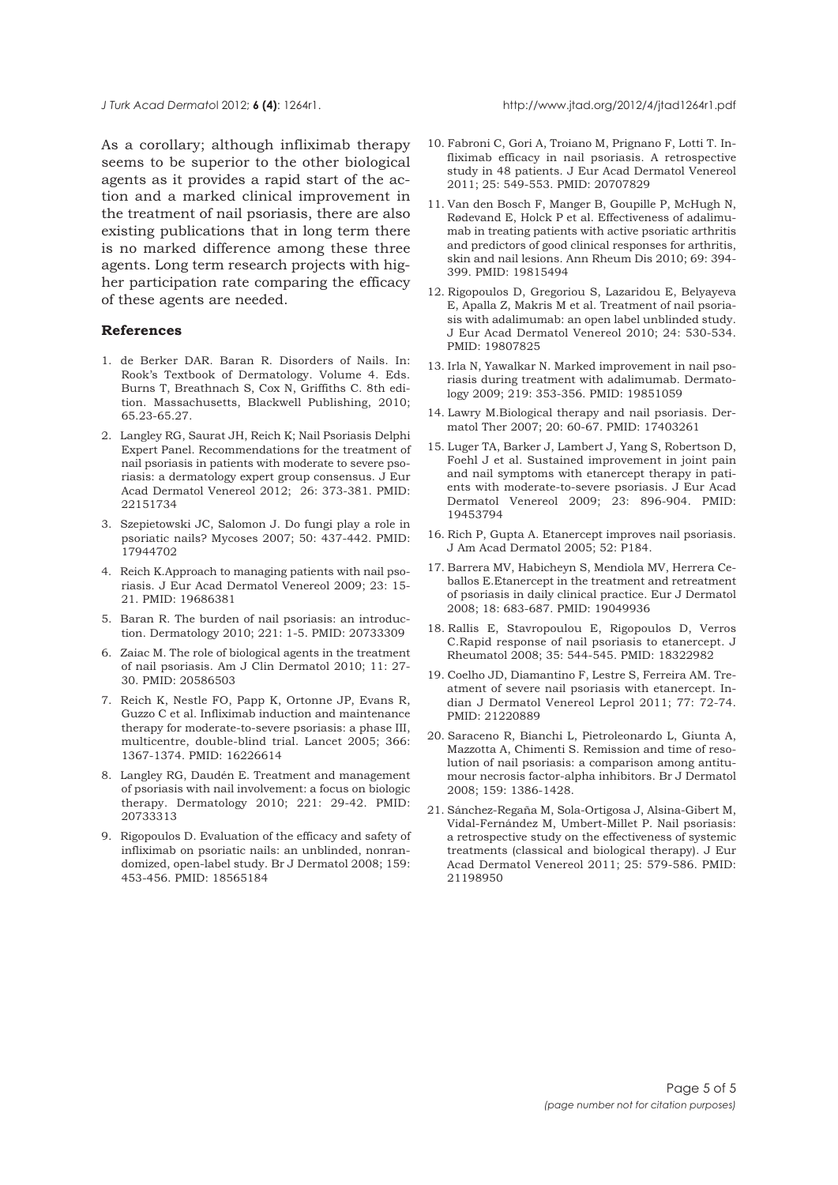As a corollary; although infliximab therapy seems to be superior to the other biological agents as it provides a rapid start of the action and a marked clinical improvement in the treatment of nail psoriasis, there are also existing publications that in long term there is no marked difference among these three agents. Long term research projects with higher participation rate comparing the efficacy of these agents are needed.

## References

1. de Berker DAR. Baran R. Disorders of Nails. In: Rook's Textbook of Dermatology. Volume 4. Eds. Burns T, Breathnach S, Cox N, Griffiths C. 8th edition. Massachusetts, Blackwell Publishing, 2010; 65.23-65.27.
2. Langley RG, Saurat JH, Reich K; Nail Psoriasis Delphi Expert Panel. Recommendations for the treatment of nail psoriasis in patients with moderate to severe psoriasis: a dermatology expert group consensus. J Eur Acad Dermatol Venereol 2012; 26: 373-381. PMID: 22151734
3. Szepietowski JC, Salomon J. Do fungi play a role in psoriatic nails? Mycoses 2007; 50: 437-442. PMID: 17944702
4. Reich K.Approach to managing patients with nail psoriasis. J Eur Acad Dermatol Venereol 2009; 23: 15-21. PMID: 19686381
5. Baran R. The burden of nail psoriasis: an introduction. Dermatology 2010; 221: 1-5. PMID: 20733309
6. Zaiac M. The role of biological agents in the treatment of nail psoriasis. Am J Clin Dermatol 2010; 11: 27-30. PMID: 20586503
7. Reich K, Nestle FO, Papp K, Ortonne JP, Evans R, Guzzo C et al. Infliximab induction and maintenance therapy for moderate-to-severe psoriasis: a phase III, multicentre, double-blind trial. Lancet 2005; 366: 1367-1374. PMID: 16226614
8. Langley RG, Daudén E. Treatment and management of psoriasis with nail involvement: a focus on biologic therapy. Dermatology 2010; 221: 29-42. PMID: 20733313
9. Rigopoulos D. Evaluation of the efficacy and safety of infliximab on psoriatic nails: an unblinded, nonrandomized, open-label study. Br J Dermatol 2008; 159: 453-456. PMID: 18565184
10. Fabroni C, Gori A, Troiano M, Prignano F, Lotti T. Infliximab efficacy in nail psoriasis. A retrospective study in 48 patients. J Eur Acad Dermatol Venereol 2011; 25: 549-553. PMID: 20707829
11. Van den Bosch F, Manger B, Goupille P, McHugh N, Rødevand E, Holck P et al. Effectiveness of adalimumab in treating patients with active psoriatic arthritis and predictors of good clinical responses for arthritis, skin and nail lesions. Ann Rheum Dis 2010; 69: 394-399. PMID: 19815494
12. Rigopoulos D, Gregoriou S, Lazaridou E, Belyayeva E, Apalla Z, Makris M et al. Treatment of nail psoriasis with adalimumab: an open label unblinded study. J Eur Acad Dermatol Venereol 2010; 24: 530-534. PMID: 19807825
13. Irla N, Yawalkar N. Marked improvement in nail psoriasis during treatment with adalimumab. Dermatology 2009; 219: 353-356. PMID: 19851059
14. Lawry M.Biological therapy and nail psoriasis. Dermatol Ther 2007; 20: 60-67. PMID: 17403261
15. Luger TA, Barker J, Lambert J, Yang S, Robertson D, Foehl J et al. Sustained improvement in joint pain and nail symptoms with etanercept therapy in patients with moderate-to-severe psoriasis. J Eur Acad Dermatol Venereol 2009; 23: 896-904. PMID: 19453794
16. Rich P, Gupta A. Etanercept improves nail psoriasis. J Am Acad Dermatol 2005; 52: P184.
17. Barrera MV, Habicheyn S, Mendiola MV, Herrera Ceballos E.Etanercept in the treatment and retreatment of psoriasis in daily clinical practice. Eur J Dermatol 2008; 18: 683-687. PMID: 19049936
18. Rallis E, Stavropoulou E, Rigopoulos D, Verros C.Rapid response of nail psoriasis to etanercept. J Rheumatol 2008; 35: 544-545. PMID: 18322982
19. Coelho JD, Diamantino F, Lestre S, Ferreira AM. Treatment of severe nail psoriasis with etanercept. Indian J Dermatol Venereol Leprol 2011; 77: 72-74. PMID: 21220889
20. Saraceno R, Bianchi L, Pietroleonardo L, Giunta A, Mazzotta A, Chimenti S. Remission and time of resolution of nail psoriasis: a comparison among antitumour necrosis factor-alpha inhibitors. Br J Dermatol 2008; 159: 1386-1428.
21. Sánchez-Regaña M, Sola-Ortigosa J, Alsina-Gibert M, Vidal-Fernández M, Umbert-Millet P. Nail psoriasis: a retrospective study on the effectiveness of systemic treatments (classical and biological therapy). J Eur Acad Dermatol Venereol 2011; 25: 579-586. PMID: 21198950